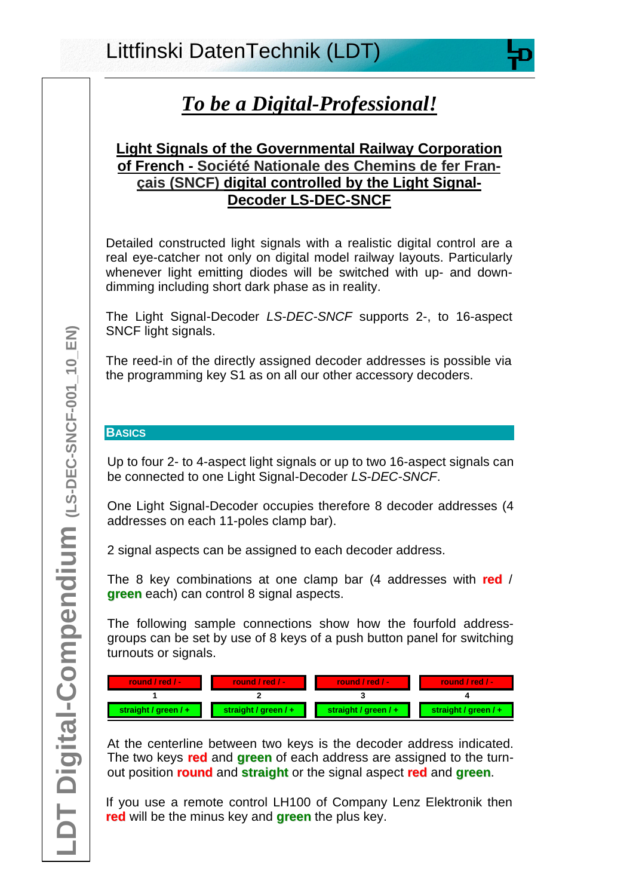Littfinski DatenTechnik (LDT)

# *To be a Digital-Professional!*

## Light Signals of the Governmental Railway Corporation of French - Société Nationale des Chemins de fer Français (SNCF) digital controlled by the Light Signal-Decoder LS-DEC-SNCF

Detailed constructed light signals with a realistic digital control are a real eye-catcher not only on digital model railway layouts. Particularly whenever light emitting diodes will be switched with up- and down-dimming including short dark phase as in reality.

The Light Signal-Decoder *LS-DEC-SNCF* supports 2-, to 16-aspect SNCF light signals.

The reed-in of the directly assigned decoder addresses is possible via the programming key S1 as on all our other accessory decoders.

### Basics

Up to four 2- to 4-aspect light signals or up to two 16-aspect signals can be connected to one Light Signal-Decoder *LS-DEC-SNCF*.

One Light Signal-Decoder occupies therefore 8 decoder addresses (4 addresses on each 11-poles clamp bar).

2 signal aspects can be assigned to each decoder address.

The 8 key combinations at one clamp bar (4 addresses with **red** / **green** each) can control 8 signal aspects.

The following sample connections show how the fourfold address-groups can be set by use of 8 keys of a push button panel for switching turnouts or signals.

| round / red / - | round / red / - | round / red / - | round / red / - |
|---|---|---|---|
| 1 | 2 | 3 | 4 |
| straight / green / + | straight / green / + | straight / green / + | straight / green / + |

At the centerline between two keys is the decoder address indicated. The two keys **red** and **green** of each address are assigned to the turnout position **round** and **straight** or the signal aspect **red** and **green**.

If you use a remote control LH100 of Company Lenz Elektronik then **red** will be the minus key and **green** the plus key.

LDT Digital-Compendium (LS-DEC-SNCF-001_10_EN)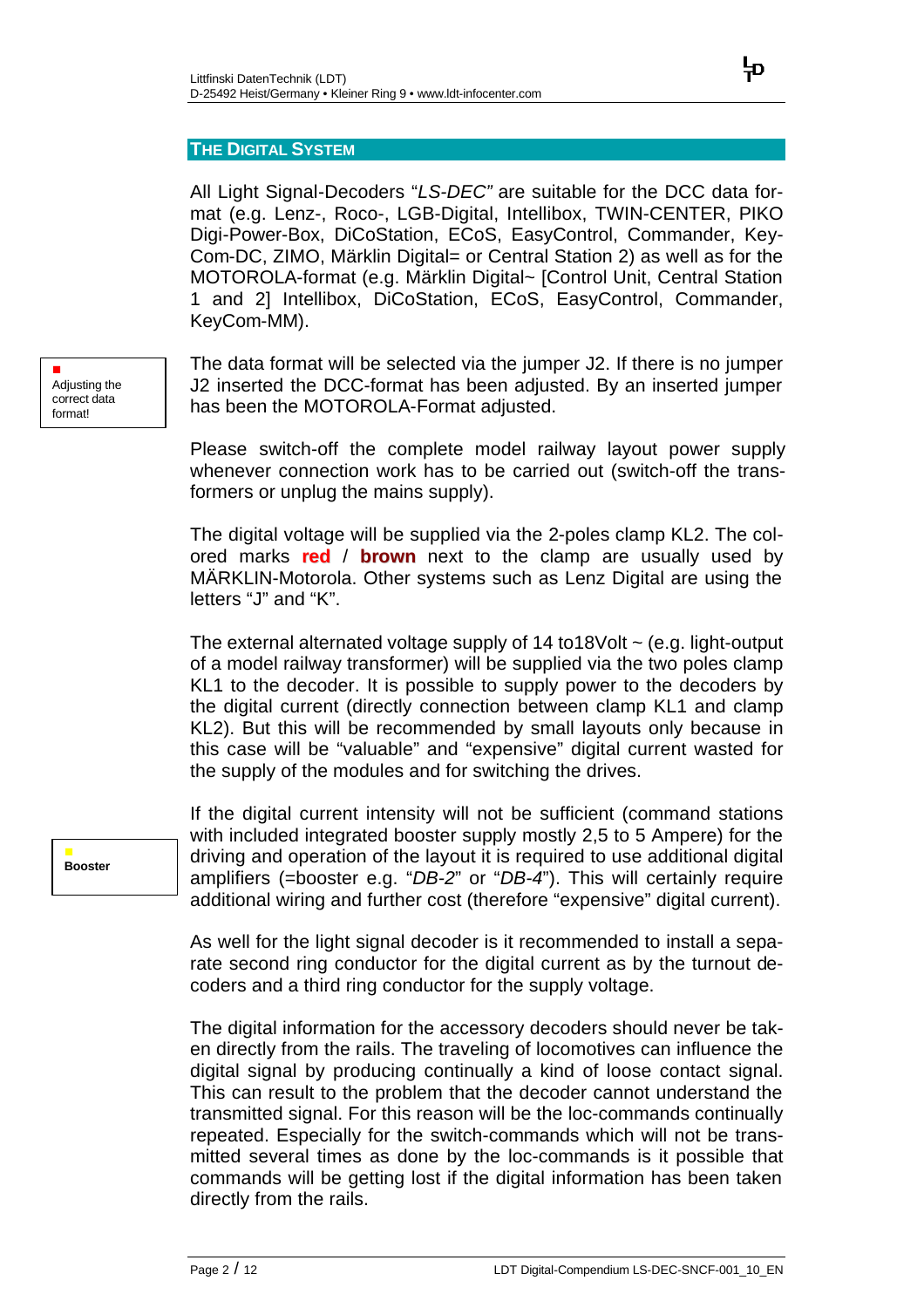## THE DIGITAL SYSTEM

All Light Signal-Decoders "*LS-DEC*" are suitable for the DCC data format (e.g. Lenz-, Roco-, LGB-Digital, Intellibox, TWIN-CENTER, PIKO Digi-Power-Box, DiCoStation, ECoS, EasyControl, Commander, KeyCom-DC, ZIMO, Märklin Digital= or Central Station 2) as well as for the MOTOROLA-format (e.g. Märklin Digital~ [Control Unit, Central Station 1 and 2] Intellibox, DiCoStation, ECoS, EasyControl, Commander, KeyCom-MM).

> Adjusting the correct data format!

The data format will be selected via the jumper J2. If there is no jumper J2 inserted the DCC-format has been adjusted. By an inserted jumper has been the MOTOROLA-Format adjusted.

Please switch-off the complete model railway layout power supply whenever connection work has to be carried out (switch-off the transformers or unplug the mains supply).

The digital voltage will be supplied via the 2-poles clamp KL2. The colored marks **red** / **brown** next to the clamp are usually used by MÄRKLIN-Motorola. Other systems such as Lenz Digital are using the letters "J" and "K".

The external alternated voltage supply of 14 to18Volt ~ (e.g. light-output of a model railway transformer) will be supplied via the two poles clamp KL1 to the decoder. It is possible to supply power to the decoders by the digital current (directly connection between clamp KL1 and clamp KL2). But this will be recommended by small layouts only because in this case will be "valuable" and "expensive" digital current wasted for the supply of the modules and for switching the drives.

> **Booster**

If the digital current intensity will not be sufficient (command stations with included integrated booster supply mostly 2,5 to 5 Ampere) for the driving and operation of the layout it is required to use additional digital amplifiers (=booster e.g. "*DB-2*" or "*DB-4*"). This will certainly require additional wiring and further cost (therefore "expensive" digital current).

As well for the light signal decoder is it recommended to install a separate second ring conductor for the digital current as by the turnout decoders and a third ring conductor for the supply voltage.

The digital information for the accessory decoders should never be taken directly from the rails. The traveling of locomotives can influence the digital signal by producing continually a kind of loose contact signal. This can result to the problem that the decoder cannot understand the transmitted signal. For this reason will be the loc-commands continually repeated. Especially for the switch-commands which will not be transmitted several times as done by the loc-commands is it possible that commands will be getting lost if the digital information has been taken directly from the rails.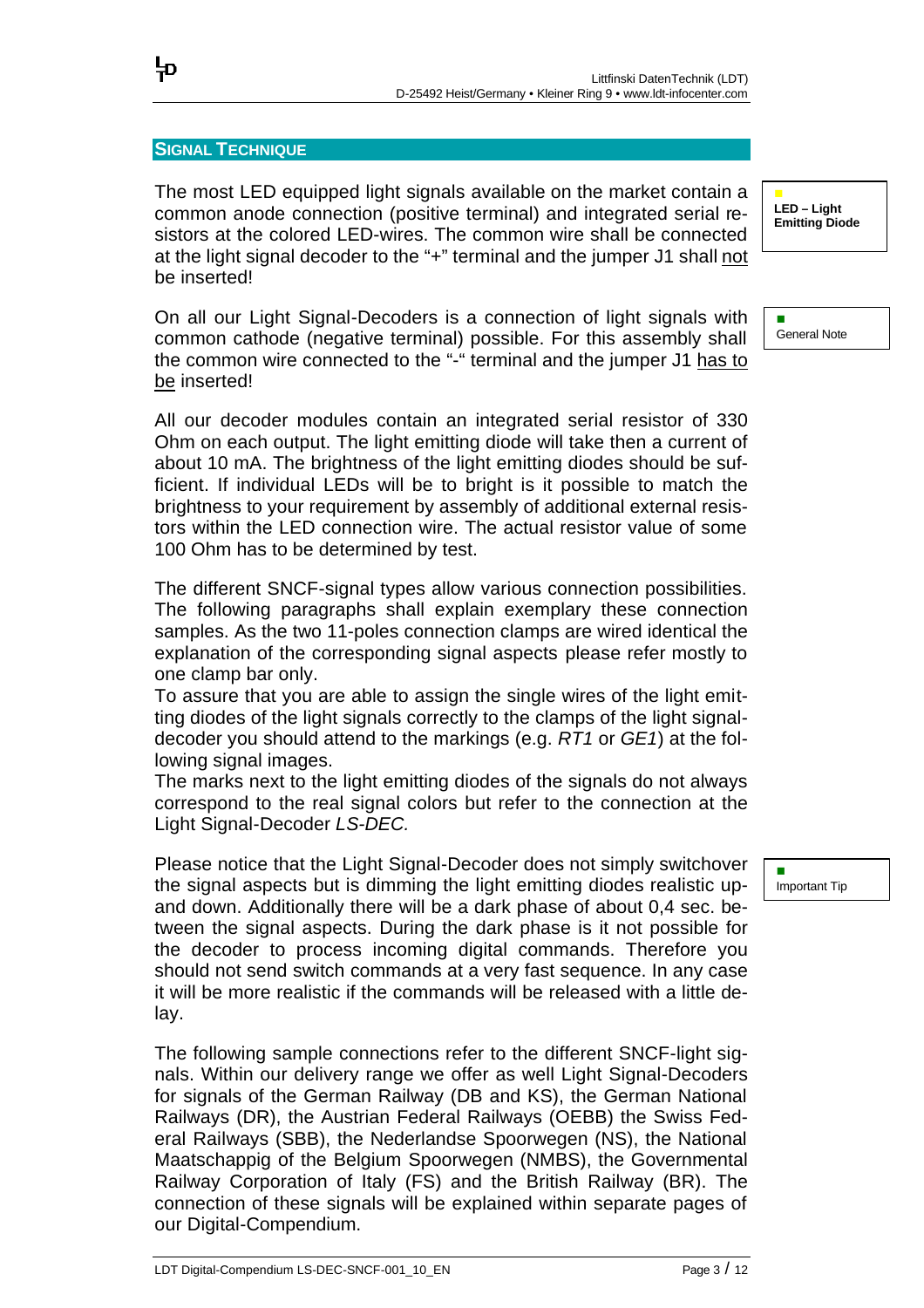## SIGNAL TECHNIQUE

The most LED equipped light signals available on the market contain a common anode connection (positive terminal) and integrated serial resistors at the colored LED-wires. The common wire shall be connected at the light signal decoder to the "+" terminal and the jumper J1 shall <u>not</u> be inserted!

**LED – Light Emitting Diode**

On all our Light Signal-Decoders is a connection of light signals with common cathode (negative terminal) possible. For this assembly shall the common wire connected to the "-" terminal and the jumper J1 <u>has to be</u> inserted!

General Note

All our decoder modules contain an integrated serial resistor of 330 Ohm on each output. The light emitting diode will take then a current of about 10 mA. The brightness of the light emitting diodes should be sufficient. If individual LEDs will be to bright is it possible to match the brightness to your requirement by assembly of additional external resistors within the LED connection wire. The actual resistor value of some 100 Ohm has to be determined by test.

The different SNCF-signal types allow various connection possibilities. The following paragraphs shall explain exemplary these connection samples. As the two 11-poles connection clamps are wired identical the explanation of the corresponding signal aspects please refer mostly to one clamp bar only.
To assure that you are able to assign the single wires of the light emitting diodes of the light signals correctly to the clamps of the light signal-decoder you should attend to the markings (e.g. *RT1* or *GE1*) at the following signal images.
The marks next to the light emitting diodes of the signals do not always correspond to the real signal colors but refer to the connection at the Light Signal-Decoder *LS-DEC.*

Please notice that the Light Signal-Decoder does not simply switchover the signal aspects but is dimming the light emitting diodes realistic up- and down. Additionally there will be a dark phase of about 0,4 sec. between the signal aspects. During the dark phase is it not possible for the decoder to process incoming digital commands. Therefore you should not send switch commands at a very fast sequence. In any case it will be more realistic if the commands will be released with a little delay.

Important Tip

The following sample connections refer to the different SNCF-light signals. Within our delivery range we offer as well Light Signal-Decoders for signals of the German Railway (DB and KS), the German National Railways (DR), the Austrian Federal Railways (OEBB) the Swiss Federal Railways (SBB), the Nederlandse Spoorwegen (NS), the National Maatschappig of the Belgium Spoorwegen (NMBS), the Governmental Railway Corporation of Italy (FS) and the British Railway (BR). The connection of these signals will be explained within separate pages of our Digital-Compendium.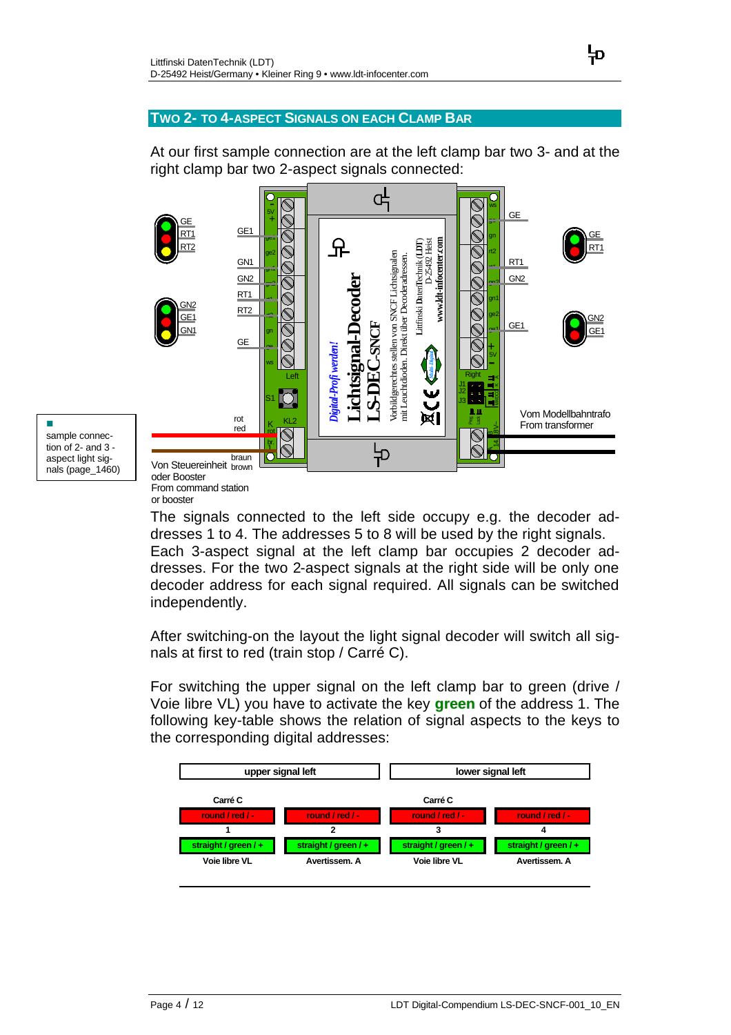## TWO 2- TO 4-ASPECT SIGNALS ON EACH CLAMP BAR

At our first sample connection are at the left clamp bar two 3- and at the right clamp bar two 2-aspect signals connected:

sample connection of 2- and 3 - aspect light signals (page_1460)

Von Steuereinheit oder Booster
From command station or booster

Vom Modellbahntrafo
From transformer

The signals connected to the left side occupy e.g. the decoder addresses 1 to 4. The addresses 5 to 8 will be used by the right signals. Each 3-aspect signal at the left clamp bar occupies 2 decoder addresses. For the two 2-aspect signals at the right side will be only one decoder address for each signal required. All signals can be switched independently.

After switching-on the layout the light signal decoder will switch all signals at first to red (train stop / Carré C).

For switching the upper signal on the left clamp bar to green (drive / Voie libre VL) you have to activate the key **green** of the address 1. The following key-table shows the relation of signal aspects to the keys to the corresponding digital addresses:

| upper signal left | | lower signal left | |
|---|---|---|---|
| Carré C | | Carré C | |
| round / red / - | round / red / - | round / red / - | round / red / - |
| 1 | 2 | 3 | 4 |
| straight / green / + | straight / green / + | straight / green / + | straight / green / + |
| Voie libre VL | Avertissem. A | Voie libre VL | Avertissem. A |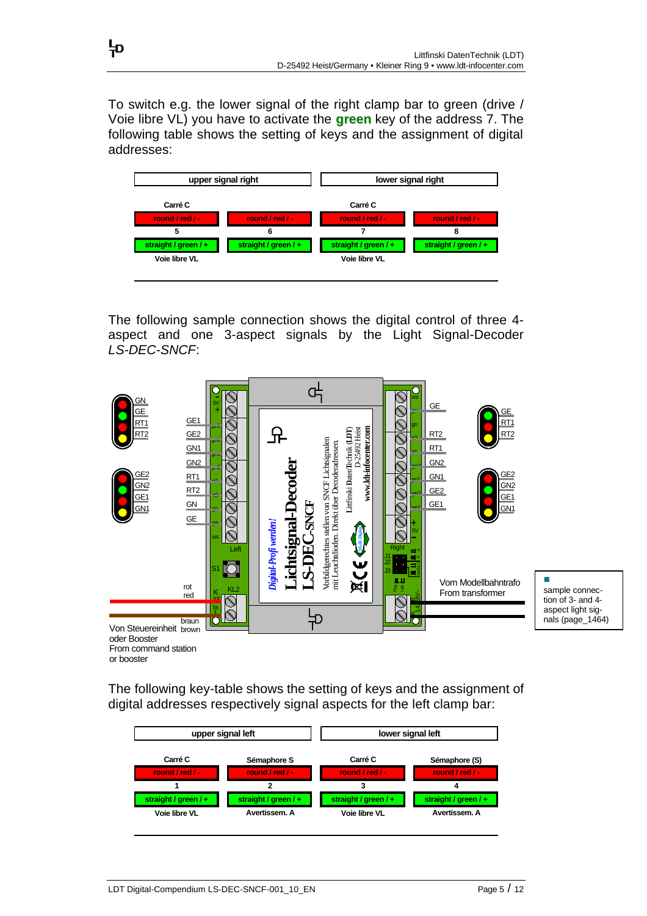To switch e.g. the lower signal of the right clamp bar to green (drive / Voie libre VL) you have to activate the **green** key of the address 7. The following table shows the setting of keys and the assignment of digital addresses:

| upper signal right | | lower signal right | |
|---|---|---|---|
| Carré C | | Carré C | |
| round / red / - | round / red / - | round / red / - | round / red / - |
| 5 | 6 | 7 | 8 |
| straight / green / + | straight / green / + | straight / green / + | straight / green / + |
| Voie libre VL | | Voie libre VL | |

The following sample connection shows the digital control of three 4-aspect and one 3-aspect signals by the Light Signal-Decoder *LS-DEC-SNCF*:

sample connection of 3- and 4-aspect light signals (page_1464)

The following key-table shows the setting of keys and the assignment of digital addresses respectively signal aspects for the left clamp bar:

| upper signal left | | lower signal left | |
|---|---|---|---|
| Carré C | Sémaphore S | Carré C | Sémaphore (S) |
| round / red / - | round / red / - | round / red / - | round / red / - |
| 1 | 2 | 3 | 4 |
| straight / green / + | straight / green / + | straight / green / + | straight / green / + |
| Voie libre VL | Avertissem. A | Voie libre VL | Avertissem. A |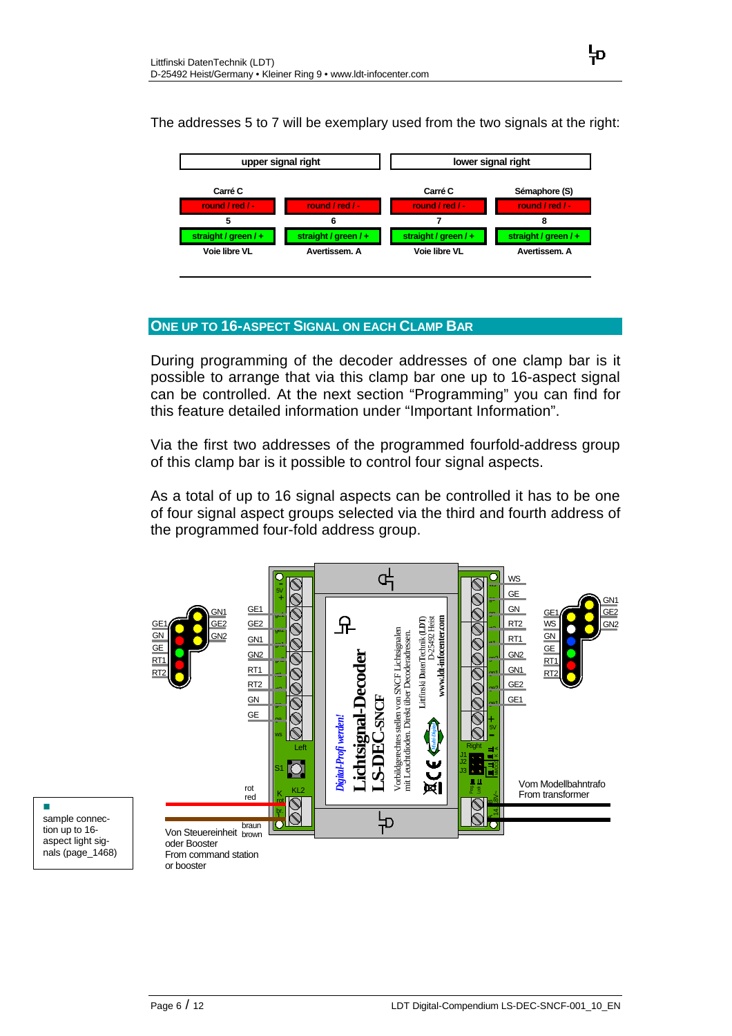The addresses 5 to 7 will be exemplary used from the two signals at the right:

| upper signal right | | lower signal right | |
|---|---|---|---|
| Carré C | | Carré C | Sémaphore (S) |
| round / red / - | round / red / - | round / red / - | round / red / - |
| 5 | 6 | 7 | 8 |
| straight / green / + | straight / green / + | straight / green / + | straight / green / + |
| Voie libre VL | Avertissem. A | Voie libre VL | Avertissem. A |

## ONE UP TO 16-ASPECT SIGNAL ON EACH CLAMP BAR

During programming of the decoder addresses of one clamp bar is it possible to arrange that via this clamp bar one up to 16-aspect signal can be controlled. At the next section “Programming” you can find for this feature detailed information under “Important Information”.

Via the first two addresses of the programmed fourfold-address group of this clamp bar is it possible to control four signal aspects.

As a total of up to 16 signal aspects can be controlled it has to be one of four signal aspect groups selected via the third and fourth address of the programmed four-fold address group.

sample connection up to 16-aspect light signals (page_1468)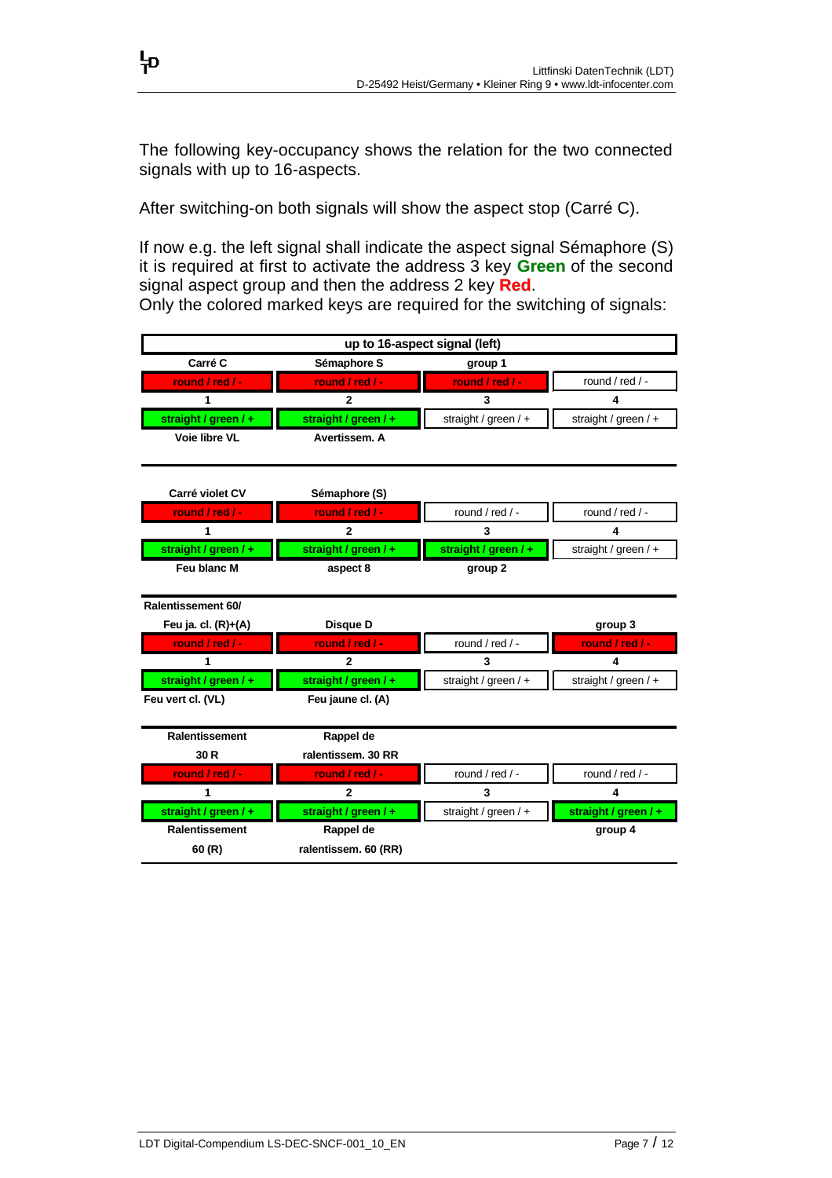The following key-occupancy shows the relation for the two connected signals with up to 16-aspects.

After switching-on both signals will show the aspect stop (Carré C).

If now e.g. the left signal shall indicate the aspect signal Sémaphore (S) it is required at first to activate the address 3 key **Green** of the second signal aspect group and then the address 2 key **Red**.
Only the colored marked keys are required for the switching of signals:

| up to 16-aspect signal (left) | | | |
|---|---|---|---|
| **Carré C** | **Sémaphore S** | **group 1** | |
| **round / red / -** | **round / red / -** | **round / red / -** | round / red / - |
| **1** | **2** | **3** | **4** |
| **straight / green / +** | **straight / green / +** | straight / green / + | straight / green / + |
| **Voie libre VL** | **Avertissem. A** | | |
| | | | |
| **Carré violet CV** | **Sémaphore (S)** | | |
| **round / red / -** | **round / red / -** | round / red / - | round / red / - |
| **1** | **2** | **3** | **4** |
| **straight / green / +** | **straight / green / +** | **straight / green / +** | straight / green / + |
| **Feu blanc M** | **aspect 8** | **group 2** | |
| | | | |
| **Ralentissement 60/ Feu ja. cl. (R)+(A)** | **Disque D** | | **group 3** |
| **round / red / -** | **round / red / -** | round / red / - | **round / red / -** |
| **1** | **2** | **3** | **4** |
| **straight / green / +** | **straight / green / +** | straight / green / + | straight / green / + |
| **Feu vert cl. (VL)** | **Feu jaune cl. (A)** | | |
| | | | |
| **Ralentissement 30 R** | **Rappel de ralentissem. 30 RR** | | |
| **round / red / -** | **round / red / -** | round / red / - | round / red / - |
| **1** | **2** | **3** | **4** |
| **straight / green / +** | **straight / green / +** | straight / green / + | **straight / green / +** |
| **Ralentissement 60 (R)** | **Rappel de ralentissem. 60 (RR)** | | **group 4** |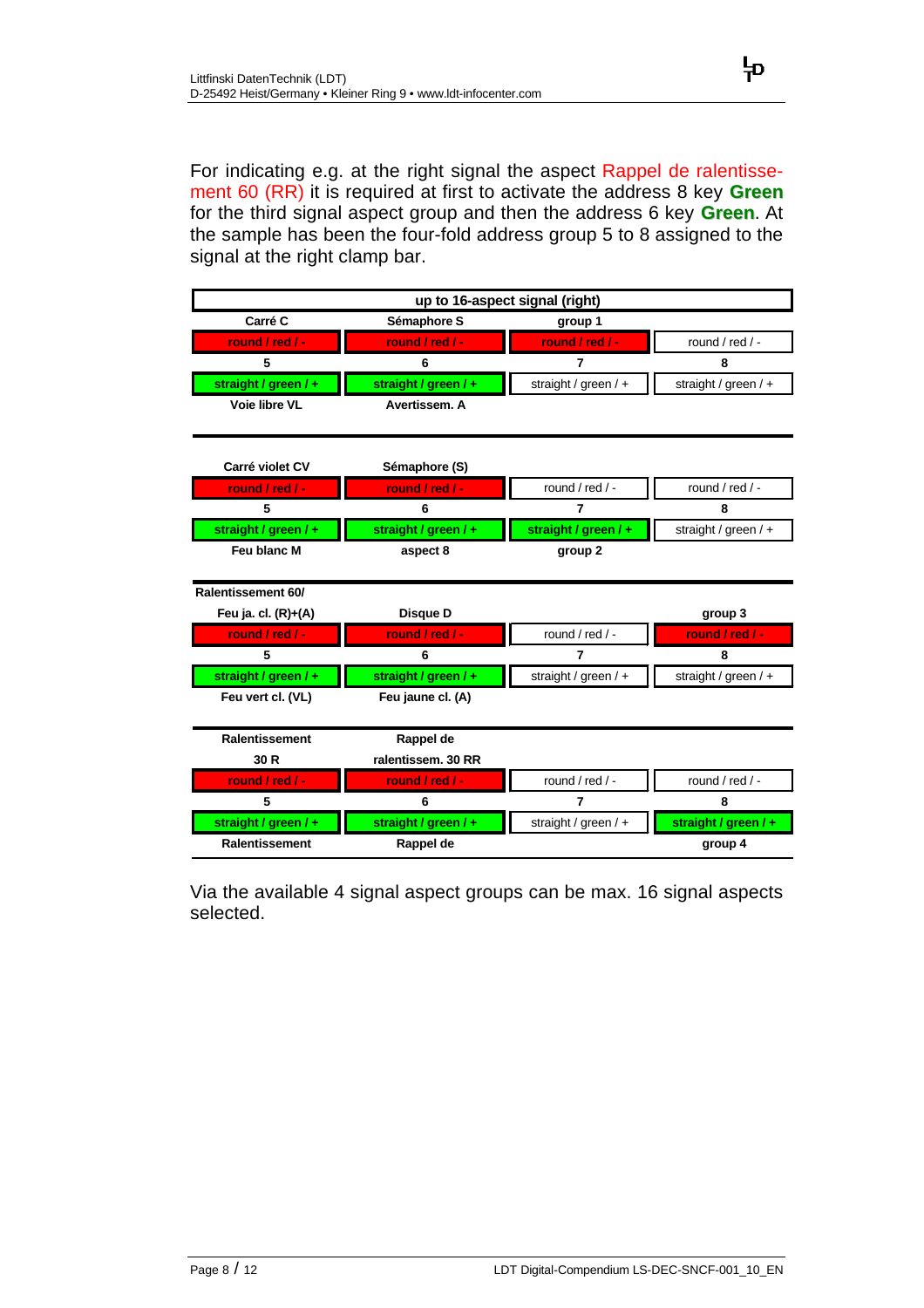For indicating e.g. at the right signal the aspect Rappel de ralentissement 60 (RR) it is required at first to activate the address 8 key **Green** for the third signal aspect group and then the address 6 key **Green**. At the sample has been the four-fold address group 5 to 8 assigned to the signal at the right clamp bar.

| **up to 16-aspect signal (right)** | | | |
|---|---|---|---|
| **Carré C** | **Sémaphore S** | **group 1** | |
| **round / red / -** | **round / red / -** | **round / red / -** | round / red / - |
| **5** | **6** | **7** | **8** |
| **straight / green / +** | **straight / green / +** | straight / green / + | straight / green / + |
| **Voie libre VL** | **Avertissem. A** | | |
| **Carré violet CV** | **Sémaphore (S)** | | |
| **round / red / -** | **round / red / -** | round / red / - | round / red / - |
| **5** | **6** | **7** | **8** |
| **straight / green / +** | **straight / green / +** | **straight / green / +** | straight / green / + |
| **Feu blanc M** | **aspect 8** | **group 2** | |
| **Ralentissement 60/ Feu ja. cl. (R)+(A)** | **Disque D** | | **group 3** |
| **round / red / -** | **round / red / -** | round / red / - | **round / red / -** |
| **5** | **6** | **7** | **8** |
| **straight / green / +** | **straight / green / +** | straight / green / + | straight / green / + |
| **Feu vert cl. (VL)** | **Feu jaune cl. (A)** | | |
| **Ralentissement 30 R** | **Rappel de ralentissem. 30 RR** | | |
| **round / red / -** | **round / red / -** | round / red / - | round / red / - |
| **5** | **6** | **7** | **8** |
| **straight / green / +** | **straight / green / +** | straight / green / + | **straight / green / +** |
| **Ralentissement** | **Rappel de** | | **group 4** |

Via the available 4 signal aspect groups can be max. 16 signal aspects selected.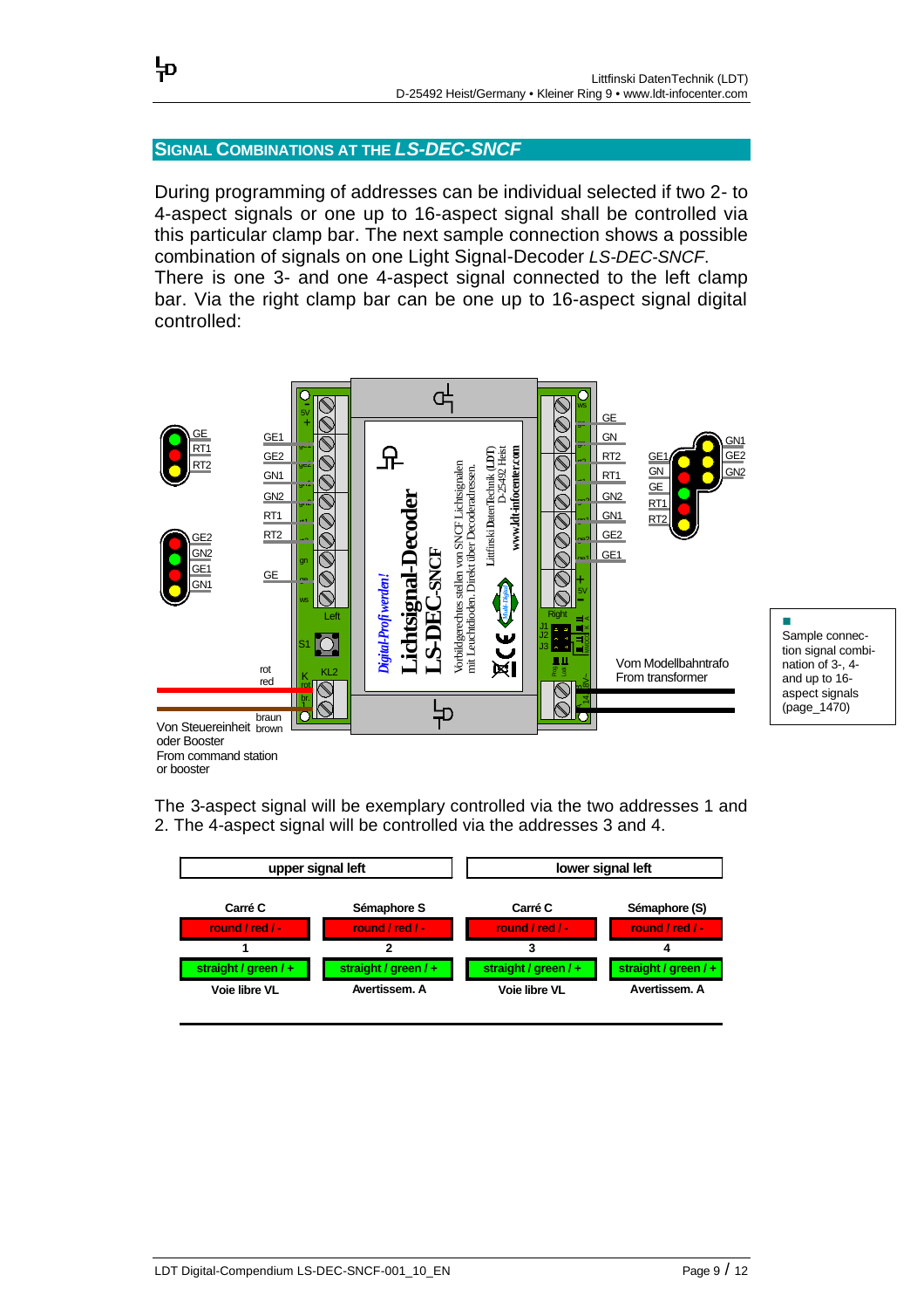## SIGNAL COMBINATIONS AT THE *LS-DEC-SNCF*

During programming of addresses can be individual selected if two 2- to 4-aspect signals or one up to 16-aspect signal shall be controlled via this particular clamp bar. The next sample connection shows a possible combination of signals on one Light Signal-Decoder *LS-DEC-SNCF*.
There is one 3- and one 4-aspect signal connected to the left clamp bar. Via the right clamp bar can be one up to 16-aspect signal digital controlled:

Sample connection signal combination of 3-, 4- and up to 16-aspect signals (page_1470)

The 3-aspect signal will be exemplary controlled via the two addresses 1 and 2. The 4-aspect signal will be controlled via the addresses 3 and 4.

| upper signal left | | lower signal left | |
|---|---|---|---|
| Carré C | Sémaphore S | Carré C | Sémaphore (S) |
| round / red / - | round / red / - | round / red / - | round / red / - |
| 1 | 2 | 3 | 4 |
| straight / green / + | straight / green / + | straight / green / + | straight / green / + |
| Voie libre VL | Avertissem. A | Voie libre VL | Avertissem. A |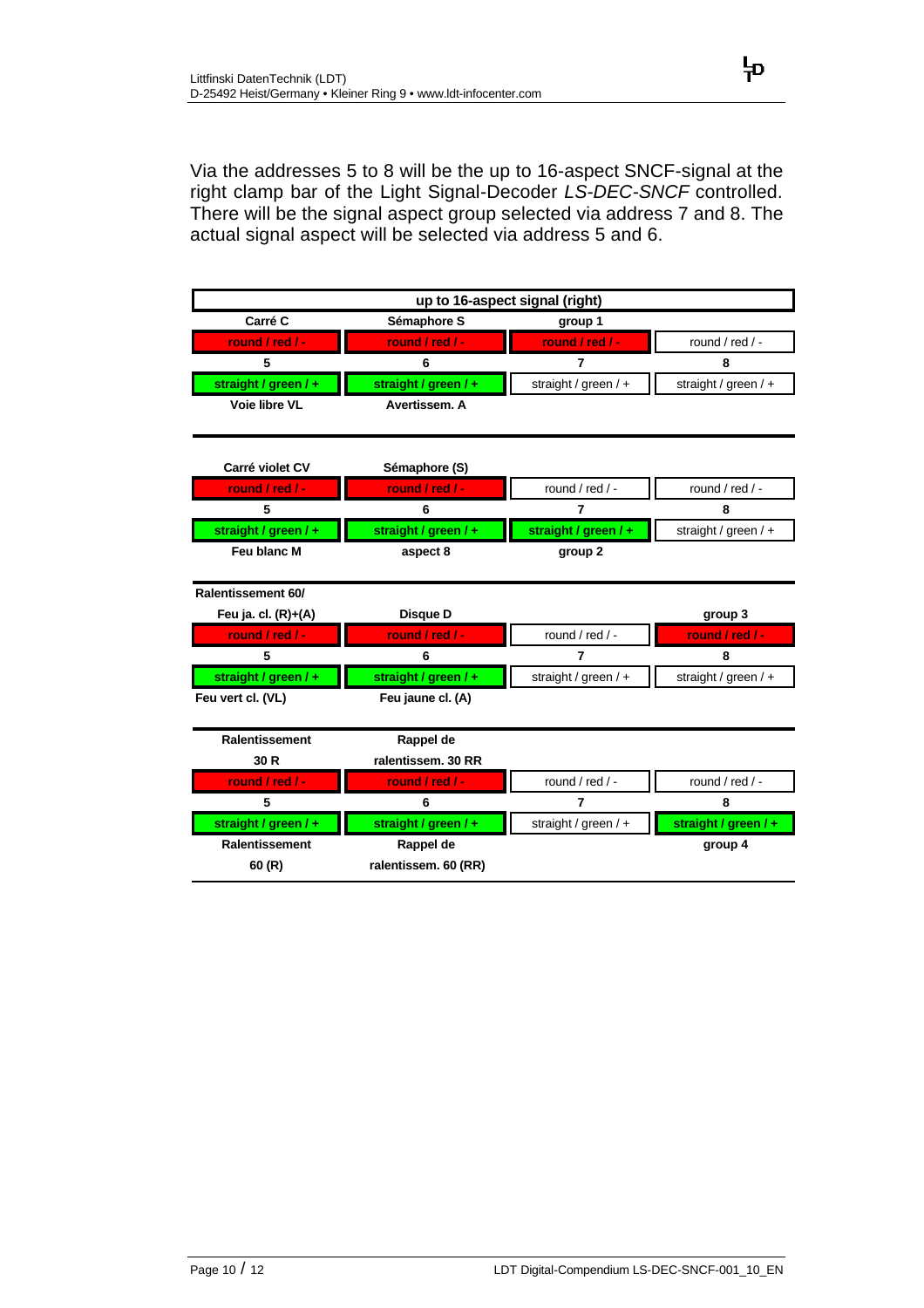Via the addresses 5 to 8 will be the up to 16-aspect SNCF-signal at the right clamp bar of the Light Signal-Decoder *LS-DEC-SNCF* controlled. There will be the signal aspect group selected via address 7 and 8. The actual signal aspect will be selected via address 5 and 6.

| up to 16-aspect signal (right) | | | |
|---|---|---|---|
| **Carré C** | **Sémaphore S** | **group 1** | |
| **round / red / -** | **round / red / -** | **round / red / -** | round / red / - |
| **5** | **6** | **7** | **8** |
| **straight / green / +** | **straight / green / +** | straight / green / + | straight / green / + |
| **Voie libre VL** | **Avertissem. A** | | |
| | | | |
| **Carré violet CV** | **Sémaphore (S)** | | |
| **round / red / -** | **round / red / -** | round / red / - | round / red / - |
| **5** | **6** | **7** | **8** |
| **straight / green / +** | **straight / green / +** | **straight / green / +** | straight / green / + |
| **Feu blanc M** | **aspect 8** | **group 2** | |
| | | | |
| **Ralentissement 60/ Feu ja. cl. (R)+(A)** | **Disque D** | | **group 3** |
| **round / red / -** | **round / red / -** | round / red / - | **round / red / -** |
| **5** | **6** | **7** | **8** |
| **straight / green / +** | **straight / green / +** | straight / green / + | straight / green / + |
| **Feu vert cl. (VL)** | **Feu jaune cl. (A)** | | |
| | | | |
| **Ralentissement 30 R** | **Rappel de ralentissem. 30 RR** | | |
| **round / red / -** | **round / red / -** | round / red / - | round / red / - |
| **5** | **6** | **7** | **8** |
| **straight / green / +** | **straight / green / +** | straight / green / + | **straight / green / +** |
| **Ralentissement 60 (R)** | **Rappel de ralentissem. 60 (RR)** | | **group 4** |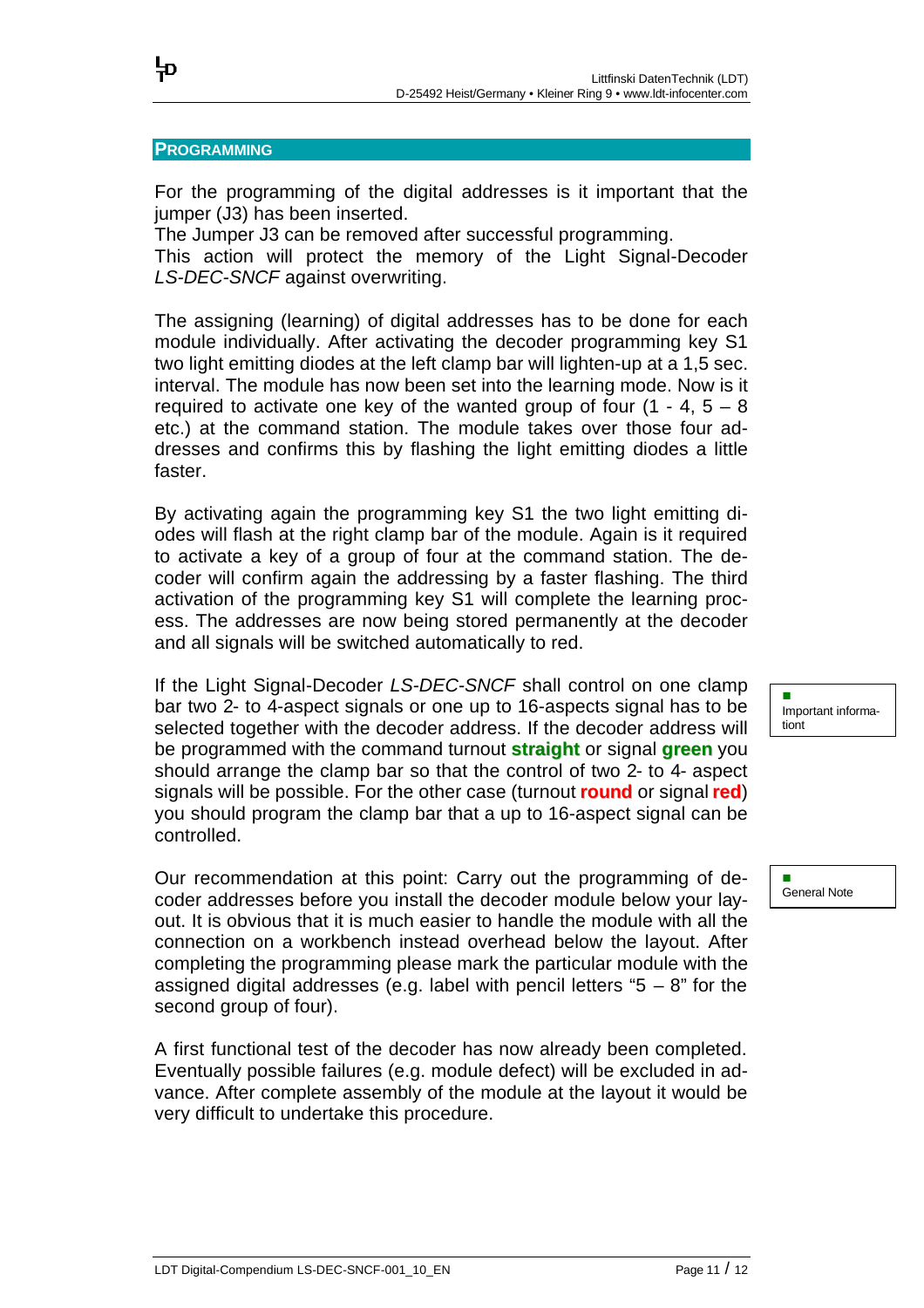## PROGRAMMING

For the programming of the digital addresses is it important that the jumper (J3) has been inserted.
The Jumper J3 can be removed after successful programming.
This action will protect the memory of the Light Signal-Decoder *LS-DEC-SNCF* against overwriting.

The assigning (learning) of digital addresses has to be done for each module individually. After activating the decoder programming key S1 two light emitting diodes at the left clamp bar will lighten-up at a 1,5 sec. interval. The module has now been set into the learning mode. Now is it required to activate one key of the wanted group of four (1 - 4, 5 – 8 etc.) at the command station. The module takes over those four addresses and confirms this by flashing the light emitting diodes a little faster.

By activating again the programming key S1 the two light emitting diodes will flash at the right clamp bar of the module. Again is it required to activate a key of a group of four at the command station. The decoder will confirm again the addressing by a faster flashing. The third activation of the programming key S1 will complete the learning process. The addresses are now being stored permanently at the decoder and all signals will be switched automatically to red.

Important informa-tiont

If the Light Signal-Decoder *LS-DEC-SNCF* shall control on one clamp bar two 2- to 4-aspect signals or one up to 16-aspects signal has to be selected together with the decoder address. If the decoder address will be programmed with the command turnout **straight** or signal **green** you should arrange the clamp bar so that the control of two 2- to 4- aspect signals will be possible. For the other case (turnout **round** or signal **red**) you should program the clamp bar that a up to 16-aspect signal can be controlled.

General Note

Our recommendation at this point: Carry out the programming of decoder addresses before you install the decoder module below your layout. It is obvious that it is much easier to handle the module with all the connection on a workbench instead overhead below the layout. After completing the programming please mark the particular module with the assigned digital addresses (e.g. label with pencil letters "5 – 8" for the second group of four).

A first functional test of the decoder has now already been completed. Eventually possible failures (e.g. module defect) will be excluded in advance. After complete assembly of the module at the layout it would be very difficult to undertake this procedure.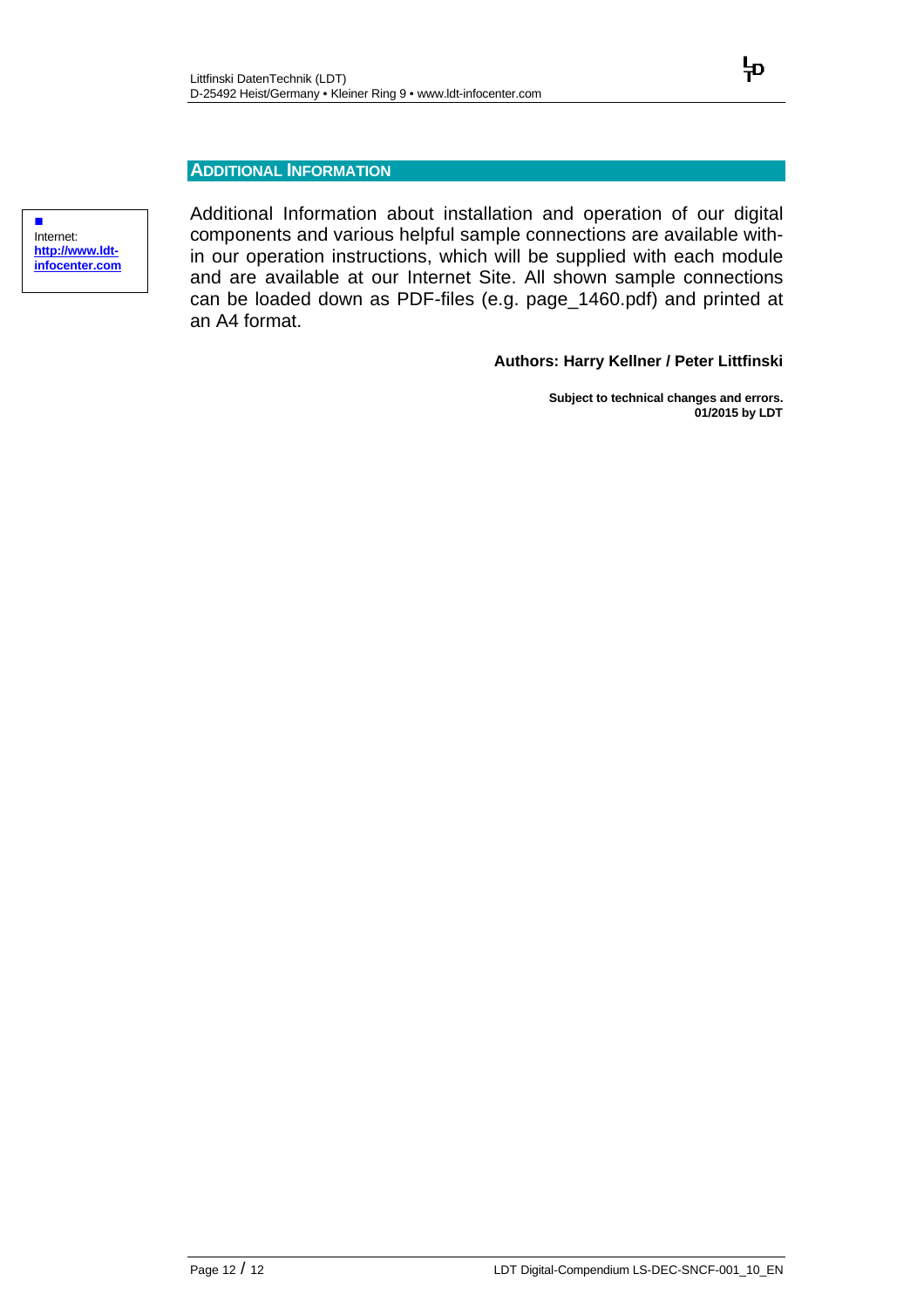## Additional Information

Internet:
**http://www.ldt-infocenter.com**

Additional Information about installation and operation of our digital components and various helpful sample connections are available within our operation instructions, which will be supplied with each module and are available at our Internet Site. All shown sample connections can be loaded down as PDF-files (e.g. page_1460.pdf) and printed at an A4 format.

**Authors: Harry Kellner / Peter Littfinski**

**Subject to technical changes and errors.**
**01/2015 by LDT**